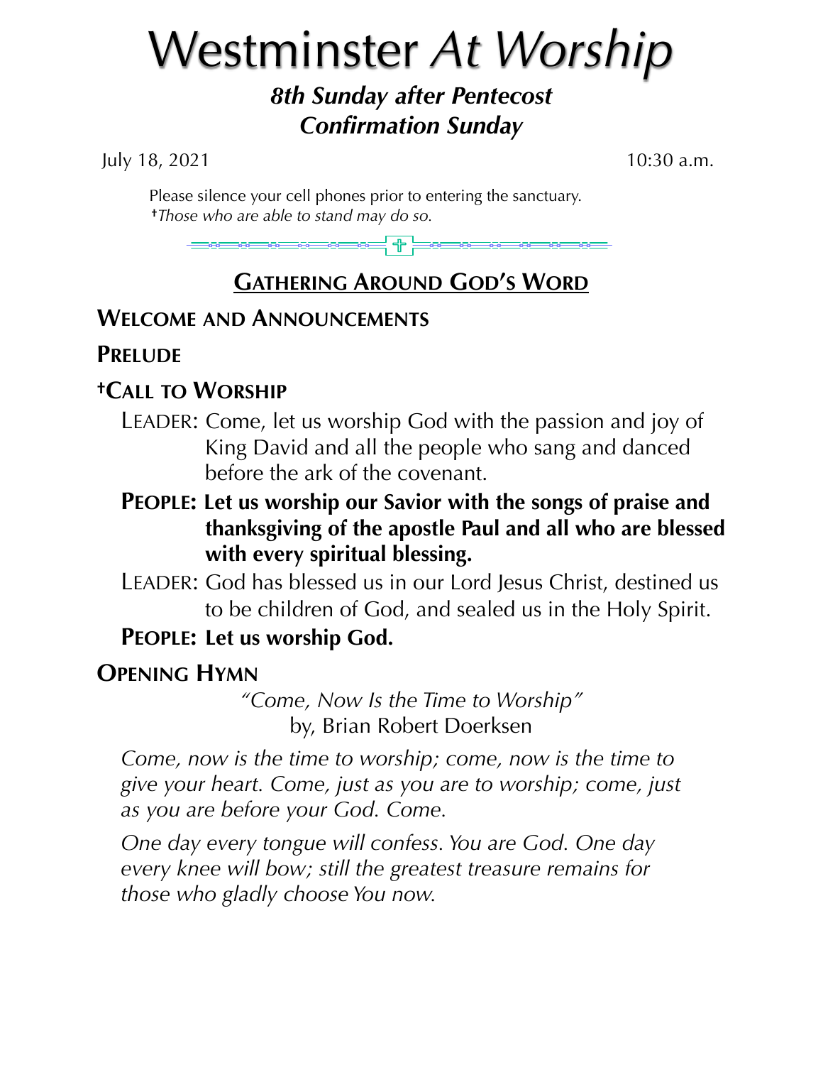# Westminster *At Worship*

### *8th Sunday after Pentecost*
### *Confirmation Sunday*

July 18, 2021 10:30 a.m.

Please silence your cell phones prior to entering the sanctuary.
†*Those who are able to stand may do so.*

## GATHERING AROUND GOD'S WORD

### WELCOME AND ANNOUNCEMENTS

### PRELUDE

### †CALL TO WORSHIP

LEADER: Come, let us worship God with the passion and joy of King David and all the people who sang and danced before the ark of the covenant.

**PEOPLE: Let us worship our Savior with the songs of praise and thanksgiving of the apostle Paul and all who are blessed with every spiritual blessing.**

LEADER: God has blessed us in our Lord Jesus Christ, destined us to be children of God, and sealed us in the Holy Spirit.

**PEOPLE: Let us worship God.**

### OPENING HYMN

*"Come, Now Is the Time to Worship"*
by, Brian Robert Doerksen

*Come, now is the time to worship; come, now is the time to give your heart. Come, just as you are to worship; come, just as you are before your God. Come.*

*One day every tongue will confess. You are God. One day every knee will bow; still the greatest treasure remains for those who gladly choose You now.*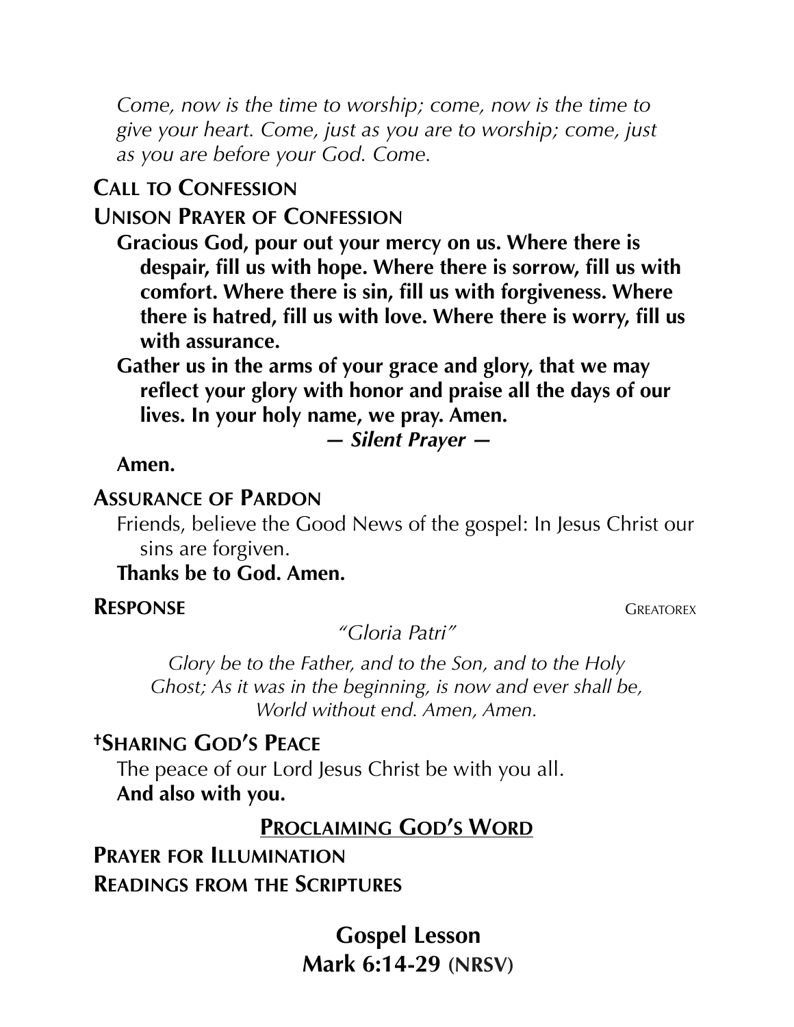*Come, now is the time to worship; come, now is the time to give your heart. Come, just as you are to worship; come, just as you are before your God. Come.*

**CALL TO CONFESSION**

**UNISON PRAYER OF CONFESSION**

**Gracious God, pour out your mercy on us. Where there is despair, fill us with hope. Where there is sorrow, fill us with comfort. Where there is sin, fill us with forgiveness. Where there is hatred, fill us with love. Where there is worry, fill us with assurance.**

**Gather us in the arms of your grace and glory, that we may reflect your glory with honor and praise all the days of our lives. In your holy name, we pray. Amen.**

***— Silent Prayer —***

**Amen.**

**ASSURANCE OF PARDON**

Friends, believe the Good News of the gospel: In Jesus Christ our sins are forgiven.

**Thanks be to God. Amen.**

**RESPONSE** GREATOREX

*"Gloria Patri"*

*Glory be to the Father, and to the Son, and to the Holy Ghost; As it was in the beginning, is now and ever shall be, World without end. Amen, Amen.*

**†SHARING GOD'S PEACE**

The peace of our Lord Jesus Christ be with you all.

**And also with you.**

## PROCLAIMING GOD'S WORD

**PRAYER FOR ILLUMINATION**

**READINGS FROM THE SCRIPTURES**

### Gospel Lesson
### Mark 6:14-29 (NRSV)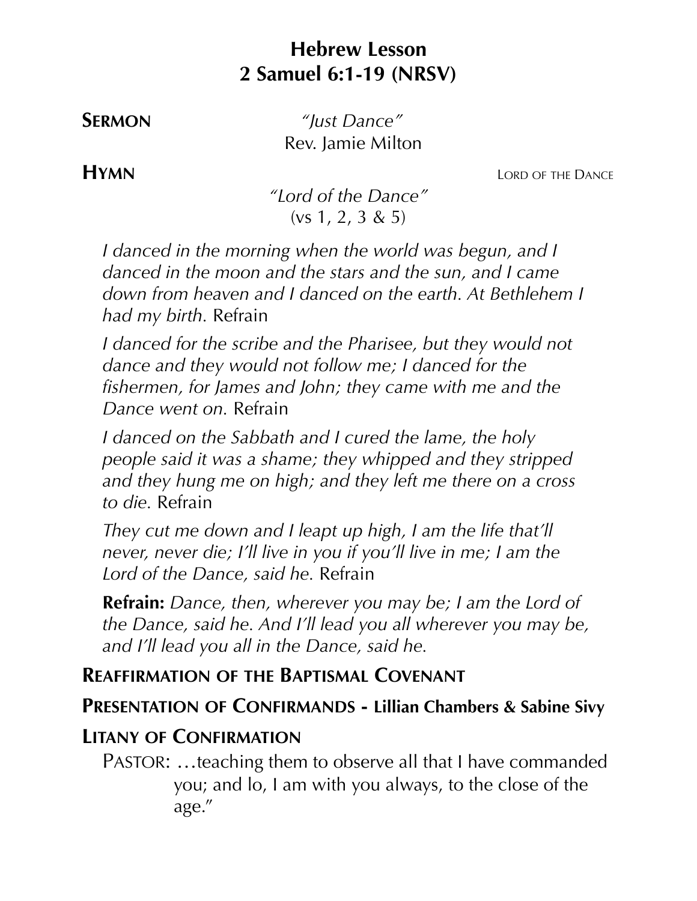## Hebrew Lesson
## 2 Samuel 6:1-19 (NRSV)

**SERMON** *"Just Dance"*
Rev. Jamie Milton

**HYMN** LORD OF THE DANCE

*"Lord of the Dance"*
(vs 1, 2, 3 & 5)

*I danced in the morning when the world was begun, and I danced in the moon and the stars and the sun, and I came down from heaven and I danced on the earth. At Bethlehem I had my birth.* Refrain

*I danced for the scribe and the Pharisee, but they would not dance and they would not follow me; I danced for the fishermen, for James and John; they came with me and the Dance went on.* Refrain

*I danced on the Sabbath and I cured the lame, the holy people said it was a shame; they whipped and they stripped and they hung me on high; and they left me there on a cross to die.* Refrain

*They cut me down and I leapt up high, I am the life that'll never, never die; I'll live in you if you'll live in me; I am the Lord of the Dance, said he.* Refrain

**Refrain:** *Dance, then, wherever you may be; I am the Lord of the Dance, said he. And I'll lead you all wherever you may be, and I'll lead you all in the Dance, said he.*

**REAFFIRMATION OF THE BAPTISMAL COVENANT**

**PRESENTATION OF CONFIRMANDS - Lillian Chambers & Sabine Sivy**

**LITANY OF CONFIRMATION**

PASTOR: …teaching them to observe all that I have commanded you; and lo, I am with you always, to the close of the age."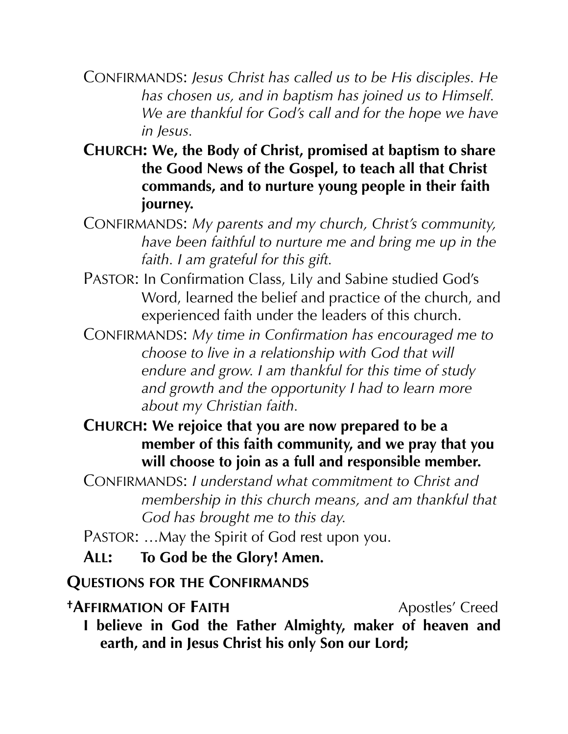CONFIRMANDS: *Jesus Christ has called us to be His disciples. He has chosen us, and in baptism has joined us to Himself. We are thankful for God's call and for the hope we have in Jesus.*

**CHURCH: We, the Body of Christ, promised at baptism to share the Good News of the Gospel, to teach all that Christ commands, and to nurture young people in their faith journey.**

CONFIRMANDS: *My parents and my church, Christ's community, have been faithful to nurture me and bring me up in the faith. I am grateful for this gift.*

PASTOR: In Confirmation Class, Lily and Sabine studied God's Word, learned the belief and practice of the church, and experienced faith under the leaders of this church.

CONFIRMANDS: *My time in Confirmation has encouraged me to choose to live in a relationship with God that will endure and grow. I am thankful for this time of study and growth and the opportunity I had to learn more about my Christian faith.*

**CHURCH: We rejoice that you are now prepared to be a member of this faith community, and we pray that you will choose to join as a full and responsible member.**

CONFIRMANDS: *I understand what commitment to Christ and membership in this church means, and am thankful that God has brought me to this day.*

PASTOR: …May the Spirit of God rest upon you.

**ALL: To God be the Glory! Amen.**

## QUESTIONS FOR THE CONFIRMANDS

## †AFFIRMATION OF FAITH — Apostles' Creed

**I believe in God the Father Almighty, maker of heaven and earth, and in Jesus Christ his only Son our Lord;**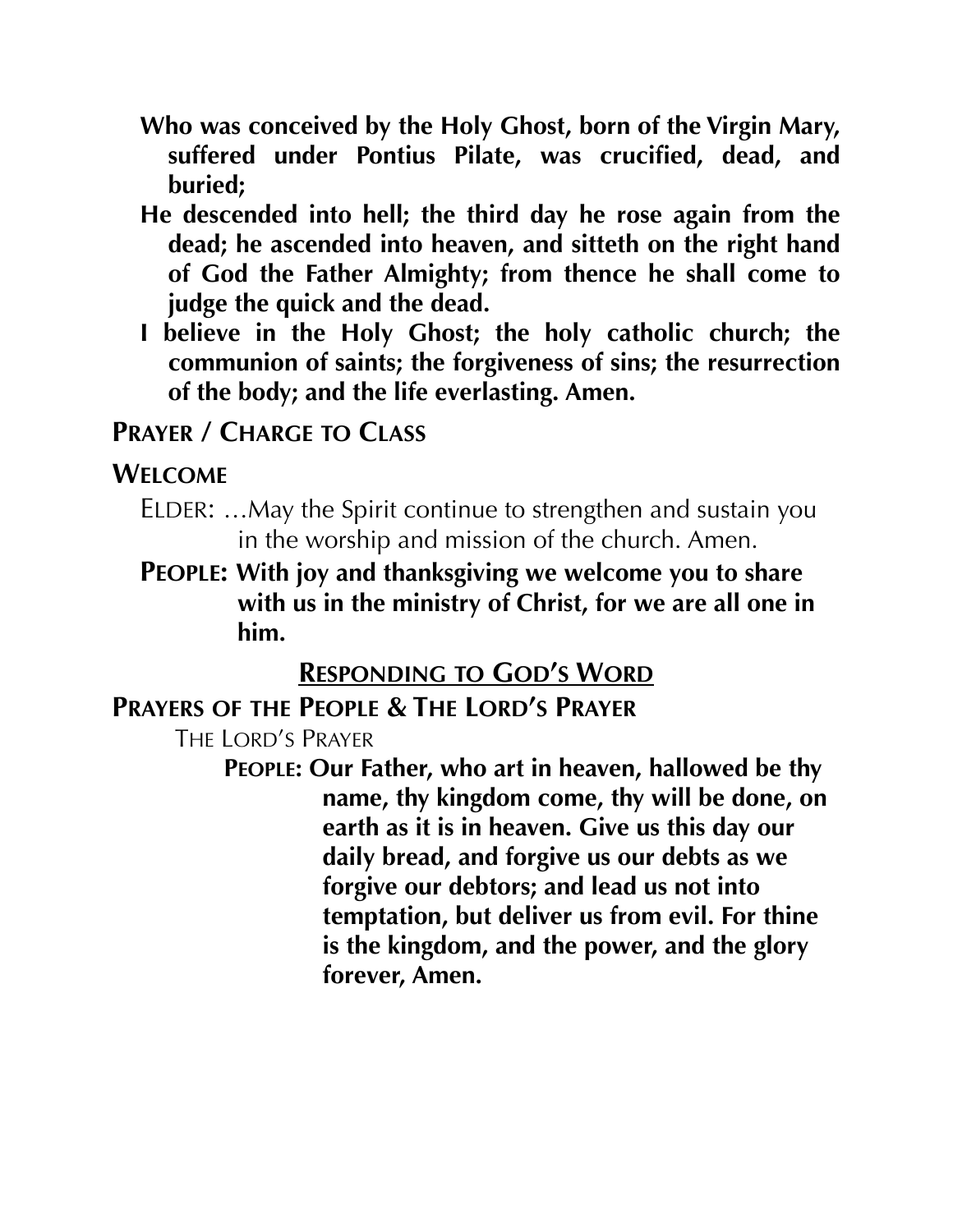**Who was conceived by the Holy Ghost, born of the Virgin Mary, suffered under Pontius Pilate, was crucified, dead, and buried;**

**He descended into hell; the third day he rose again from the dead; he ascended into heaven, and sitteth on the right hand of God the Father Almighty; from thence he shall come to judge the quick and the dead.**

**I believe in the Holy Ghost; the holy catholic church; the communion of saints; the forgiveness of sins; the resurrection of the body; and the life everlasting. Amen.**

## Prayer / Charge to Class

## Welcome

Elder: …May the Spirit continue to strengthen and sustain you in the worship and mission of the church. Amen.

**People: With joy and thanksgiving we welcome you to share with us in the ministry of Christ, for we are all one in him.**

## Responding to God's Word

## Prayers of the People & The Lord's Prayer

The Lord's Prayer

**People: Our Father, who art in heaven, hallowed be thy name, thy kingdom come, thy will be done, on earth as it is in heaven. Give us this day our daily bread, and forgive us our debts as we forgive our debtors; and lead us not into temptation, but deliver us from evil. For thine is the kingdom, and the power, and the glory forever, Amen.**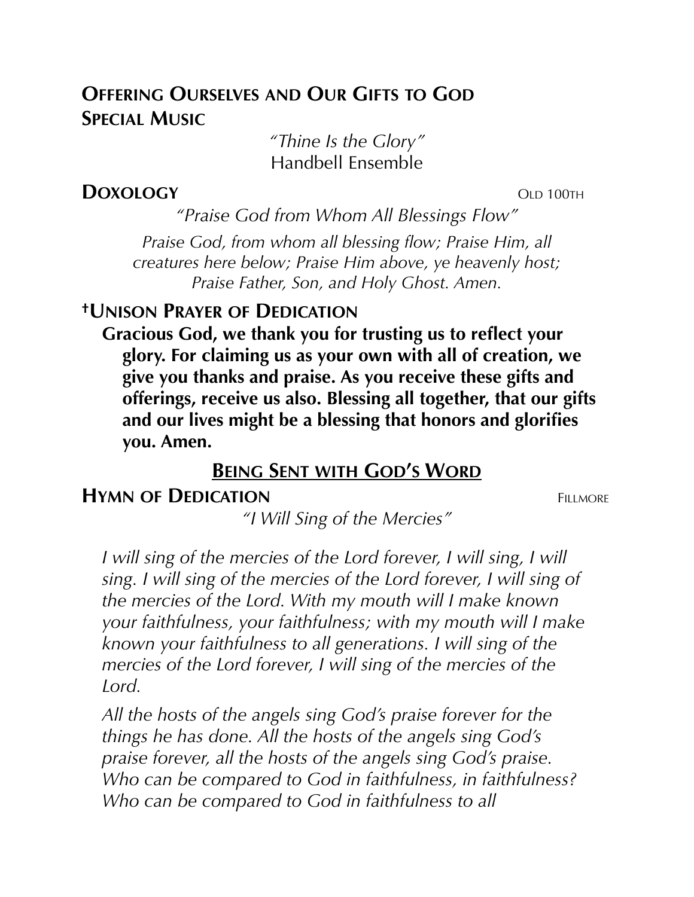## Offering Ourselves and Our Gifts to God

**Special Music**

*"Thine Is the Glory"*
Handbell Ensemble

**Doxology** Old 100th

*"Praise God from Whom All Blessings Flow"*

*Praise God, from whom all blessing flow; Praise Him, all creatures here below; Praise Him above, ye heavenly host; Praise Father, Son, and Holy Ghost. Amen.*

**†Unison Prayer of Dedication**

**Gracious God, we thank you for trusting us to reflect your glory. For claiming us as your own with all of creation, we give you thanks and praise. As you receive these gifts and offerings, receive us also. Blessing all together, that our gifts and our lives might be a blessing that honors and glorifies you. Amen.**

## Being Sent with God's Word

**Hymn of Dedication** Fillmore

*"I Will Sing of the Mercies"*

*I will sing of the mercies of the Lord forever, I will sing, I will sing. I will sing of the mercies of the Lord forever, I will sing of the mercies of the Lord. With my mouth will I make known your faithfulness, your faithfulness; with my mouth will I make known your faithfulness to all generations. I will sing of the mercies of the Lord forever, I will sing of the mercies of the Lord.*

*All the hosts of the angels sing God's praise forever for the things he has done. All the hosts of the angels sing God's praise forever, all the hosts of the angels sing God's praise. Who can be compared to God in faithfulness, in faithfulness? Who can be compared to God in faithfulness to all*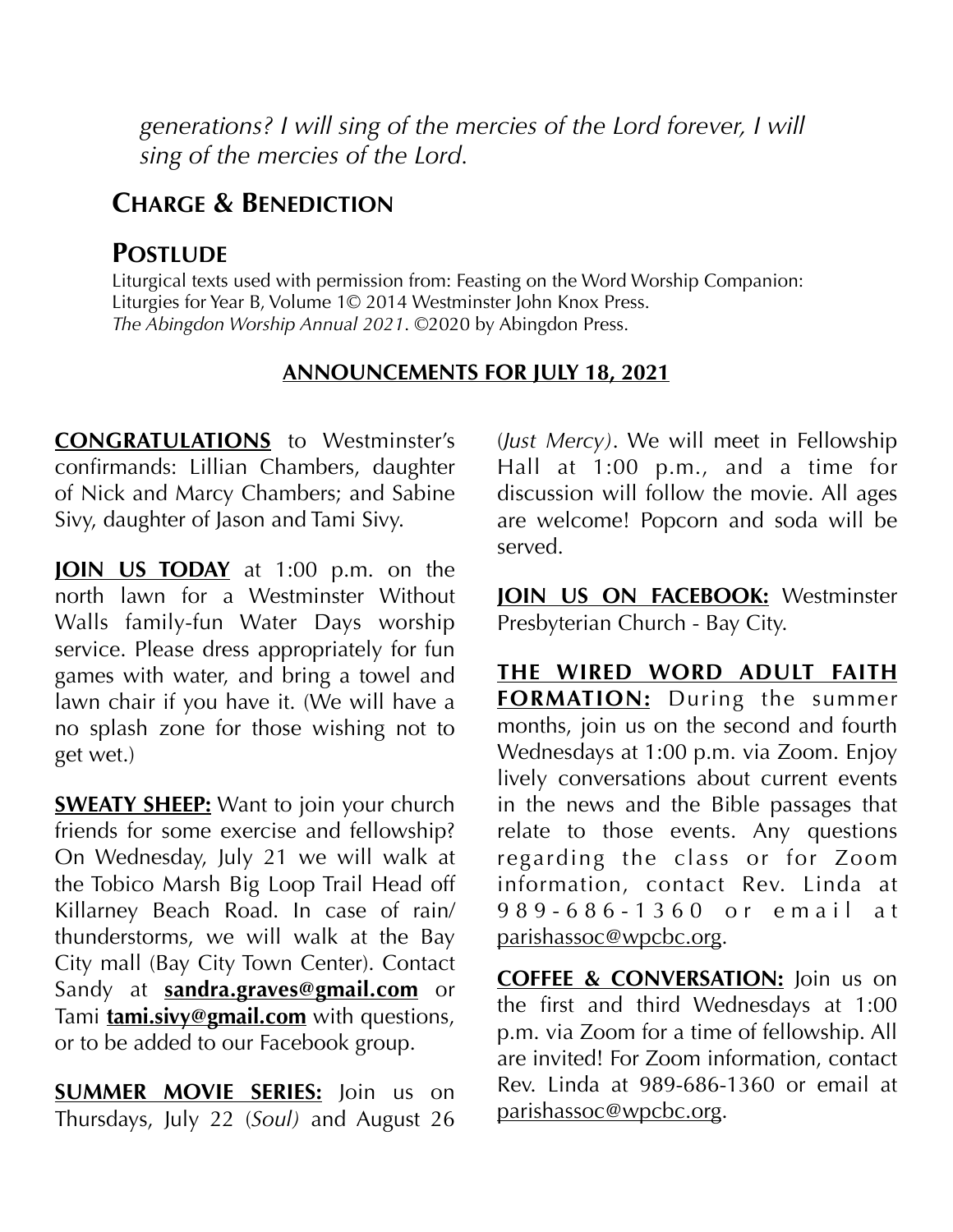*generations? I will sing of the mercies of the Lord forever, I will sing of the mercies of the Lord.*

## Charge & Benediction

## Postlude

Liturgical texts used with permission from: Feasting on the Word Worship Companion: Liturgies for Year B, Volume 1© 2014 Westminster John Knox Press.
*The Abingdon Worship Annual 2021*. ©2020 by Abingdon Press.

**ANNOUNCEMENTS FOR JULY 18, 2021**

**CONGRATULATIONS** to Westminster's confirmands: Lillian Chambers, daughter of Nick and Marcy Chambers; and Sabine Sivy, daughter of Jason and Tami Sivy.

**JOIN US TODAY** at 1:00 p.m. on the north lawn for a Westminster Without Walls family-fun Water Days worship service. Please dress appropriately for fun games with water, and bring a towel and lawn chair if you have it. (We will have a no splash zone for those wishing not to get wet.)

**SWEATY SHEEP:** Want to join your church friends for some exercise and fellowship? On Wednesday, July 21 we will walk at the Tobico Marsh Big Loop Trail Head off Killarney Beach Road. In case of rain/ thunderstorms, we will walk at the Bay City mall (Bay City Town Center). Contact Sandy at **sandra.graves@gmail.com** or Tami **tami.sivy@gmail.com** with questions, or to be added to our Facebook group.

**SUMMER MOVIE SERIES:** Join us on Thursdays, July 22 (*Soul)* and August 26 (*Just Mercy)*. We will meet in Fellowship Hall at 1:00 p.m., and a time for discussion will follow the movie. All ages are welcome! Popcorn and soda will be served.

**JOIN US ON FACEBOOK:** Westminster Presbyterian Church - Bay City.

**THE WIRED WORD ADULT FAITH FORMATION:** During the summer months, join us on the second and fourth Wednesdays at 1:00 p.m. via Zoom. Enjoy lively conversations about current events in the news and the Bible passages that relate to those events. Any questions regarding the class or for Zoom information, contact Rev. Linda at 989-686-1360 or email at parishassoc@wpcbc.org.

**COFFEE & CONVERSATION:** Join us on the first and third Wednesdays at 1:00 p.m. via Zoom for a time of fellowship. All are invited! For Zoom information, contact Rev. Linda at 989-686-1360 or email at parishassoc@wpcbc.org.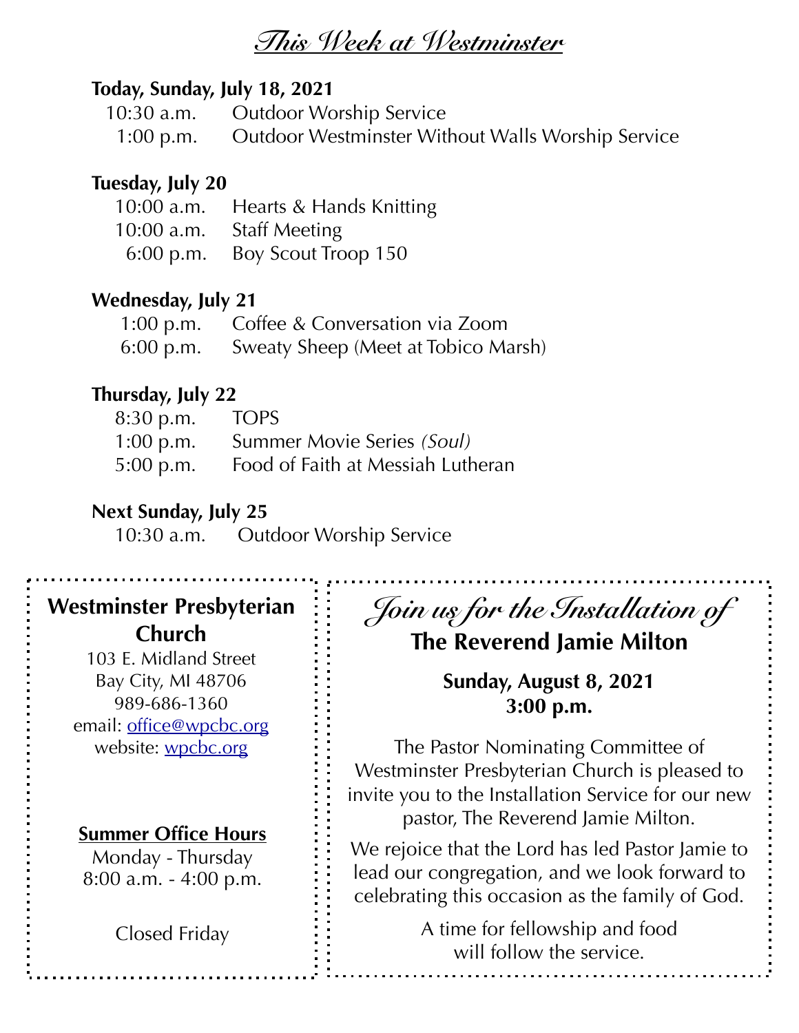# *This Week at Westminster*

**Today, Sunday, July 18, 2021**

10:30 a.m. Outdoor Worship Service
1:00 p.m. Outdoor Westminster Without Walls Worship Service

**Tuesday, July 20**

10:00 a.m. Hearts & Hands Knitting
10:00 a.m. Staff Meeting
6:00 p.m. Boy Scout Troop 150

**Wednesday, July 21**

1:00 p.m. Coffee & Conversation via Zoom
6:00 p.m. Sweaty Sheep (Meet at Tobico Marsh)

**Thursday, July 22**

8:30 p.m. TOPS
1:00 p.m. Summer Movie Series *(Soul)*
5:00 p.m. Food of Faith at Messiah Lutheran

**Next Sunday, July 25**

10:30 a.m. Outdoor Worship Service

---

**Westminster Presbyterian Church**

103 E. Midland Street
Bay City, MI 48706
989-686-1360
email: office@wpcbc.org
website: wpcbc.org

**Summer Office Hours**

Monday - Thursday
8:00 a.m. - 4:00 p.m.

Closed Friday

---

*Join us for the Installation of*

**The Reverend Jamie Milton**

**Sunday, August 8, 2021**
**3:00 p.m.**

The Pastor Nominating Committee of Westminster Presbyterian Church is pleased to invite you to the Installation Service for our new pastor, The Reverend Jamie Milton.

We rejoice that the Lord has led Pastor Jamie to lead our congregation, and we look forward to celebrating this occasion as the family of God.

A time for fellowship and food will follow the service.